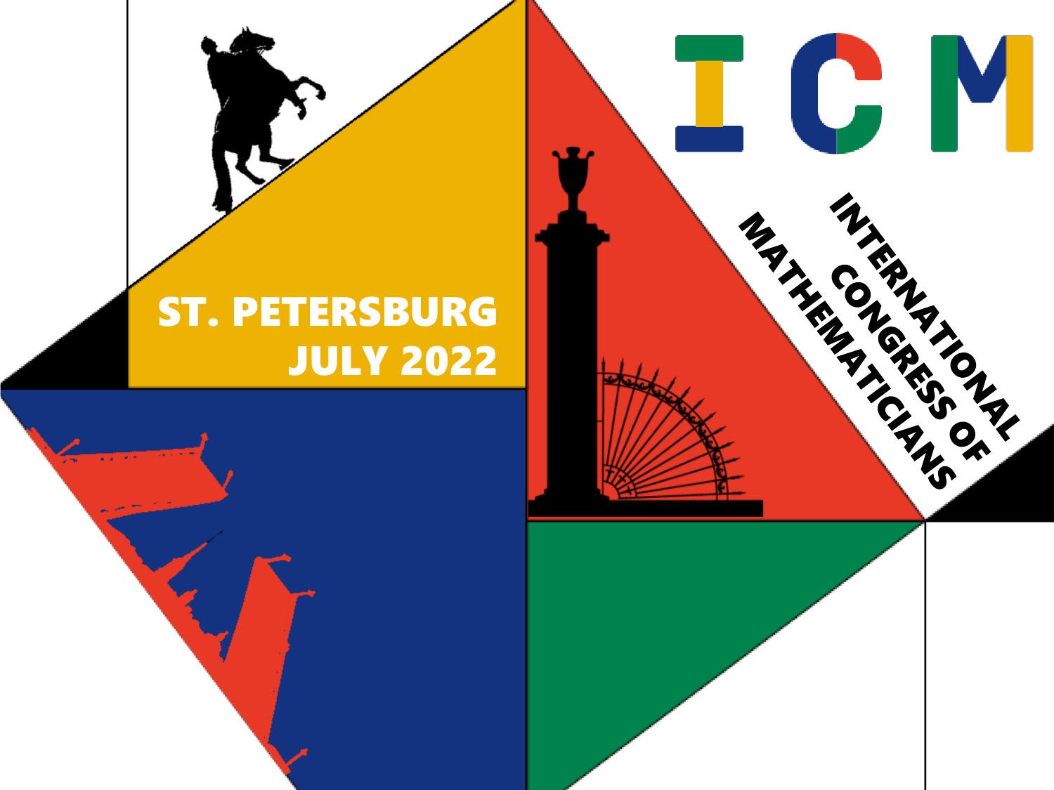# ICM

## INTERNATIONAL CONGRESS OF MATHEMATICIANS

**ST. PETERSBURG**
**JULY 2022**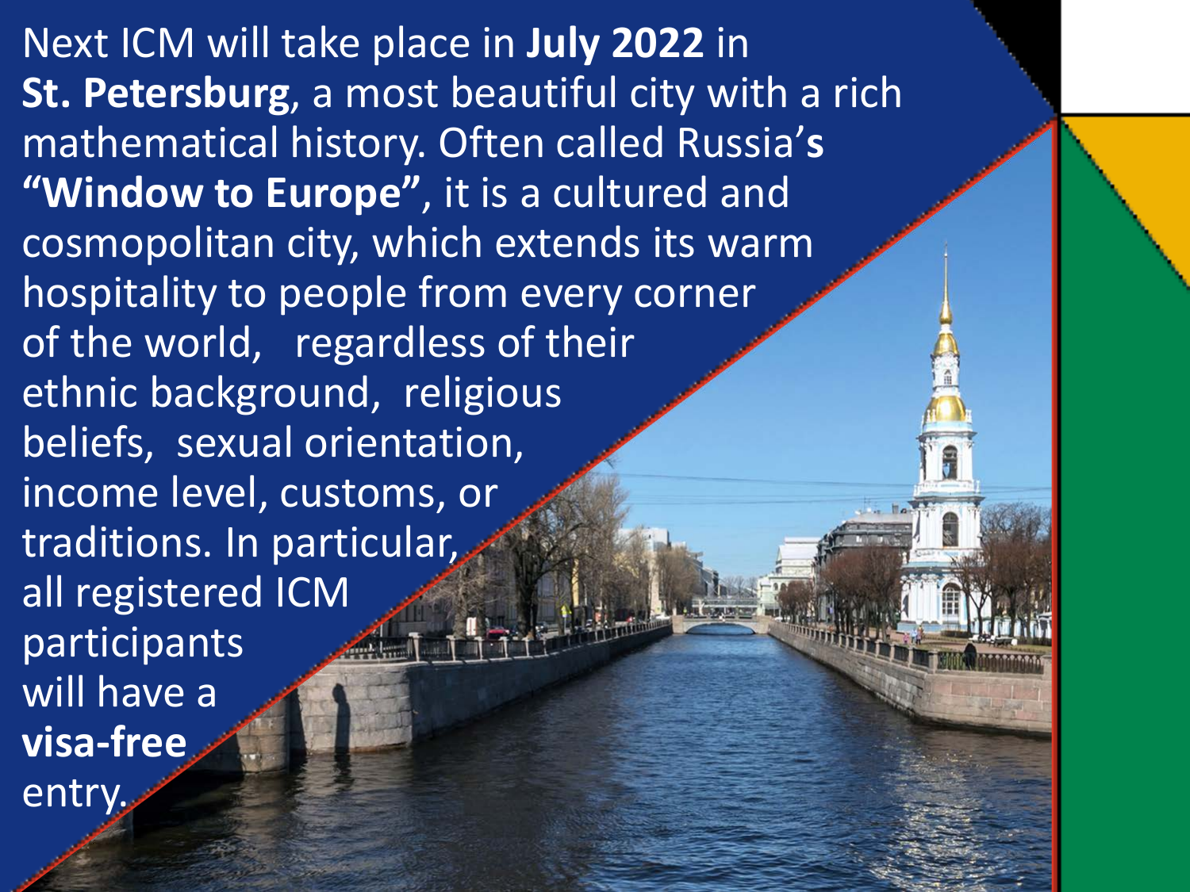Next ICM will take place in **July 2022** in **St. Petersburg**, a most beautiful city with a rich mathematical history. Often called Russia's **"Window to Europe"**, it is a cultured and cosmopolitan city, which extends its warm hospitality to people from every corner of the world, regardless of their ethnic background, religious beliefs, sexual orientation, income level, customs, or traditions. In particular, all registered ICM participants will have a **visa-free** entry.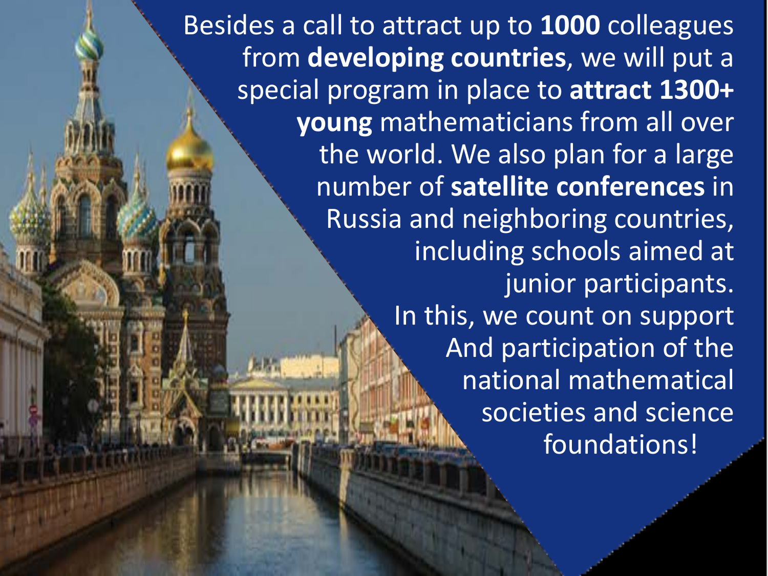Besides a call to attract up to **1000** colleagues from **developing countries**, we will put a special program in place to **attract 1300+ young** mathematicians from all over the world. We also plan for a large number of **satellite conferences** in Russia and neighboring countries, including schools aimed at junior participants.

In this, we count on support And participation of the national mathematical societies and science foundations!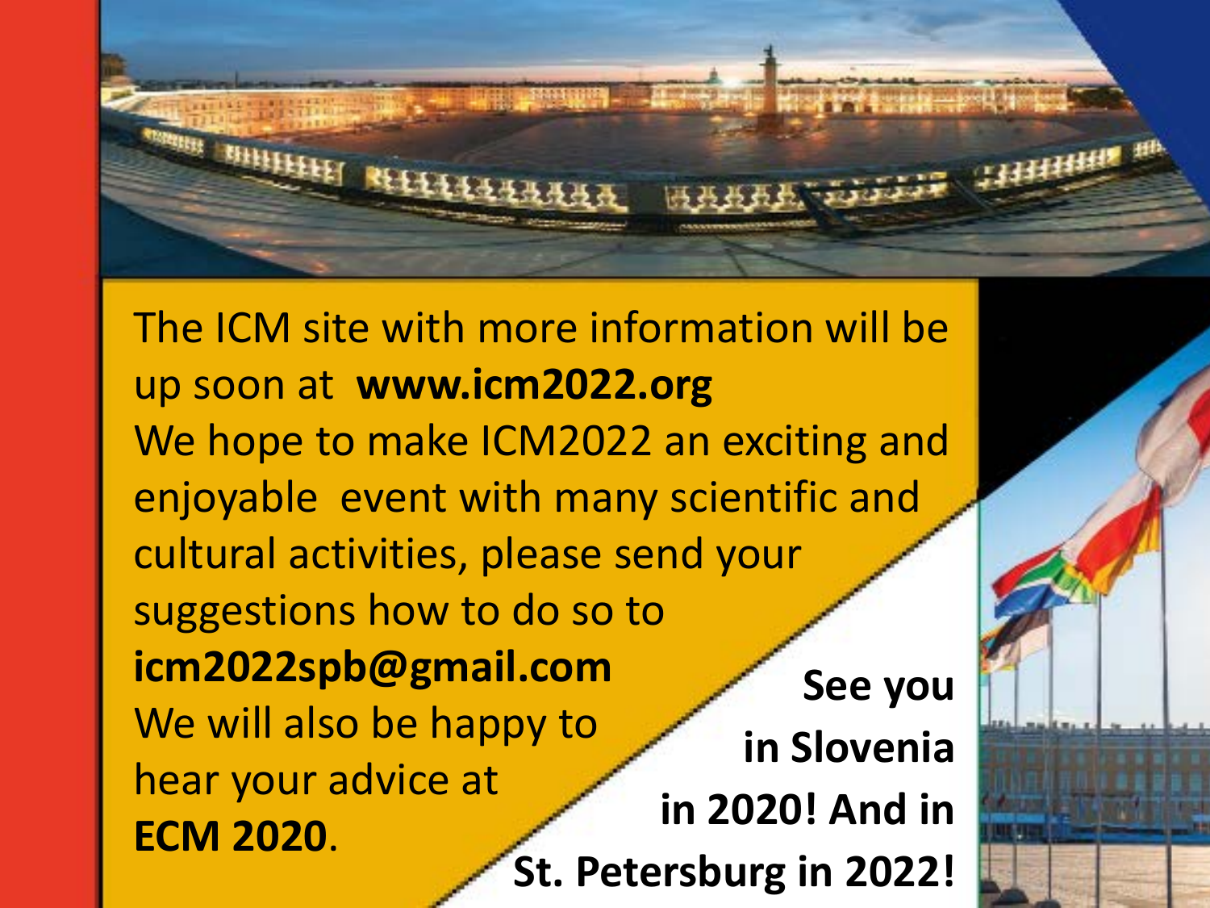The ICM site with more information will be up soon at **www.icm2022.org**

We hope to make ICM2022 an exciting and enjoyable event with many scientific and cultural activities, please send your suggestions how to do so to **icm2022spb@gmail.com**

We will also be happy to hear your advice at **ECM 2020**.

**See you in Slovenia in 2020! And in St. Petersburg in 2022!**